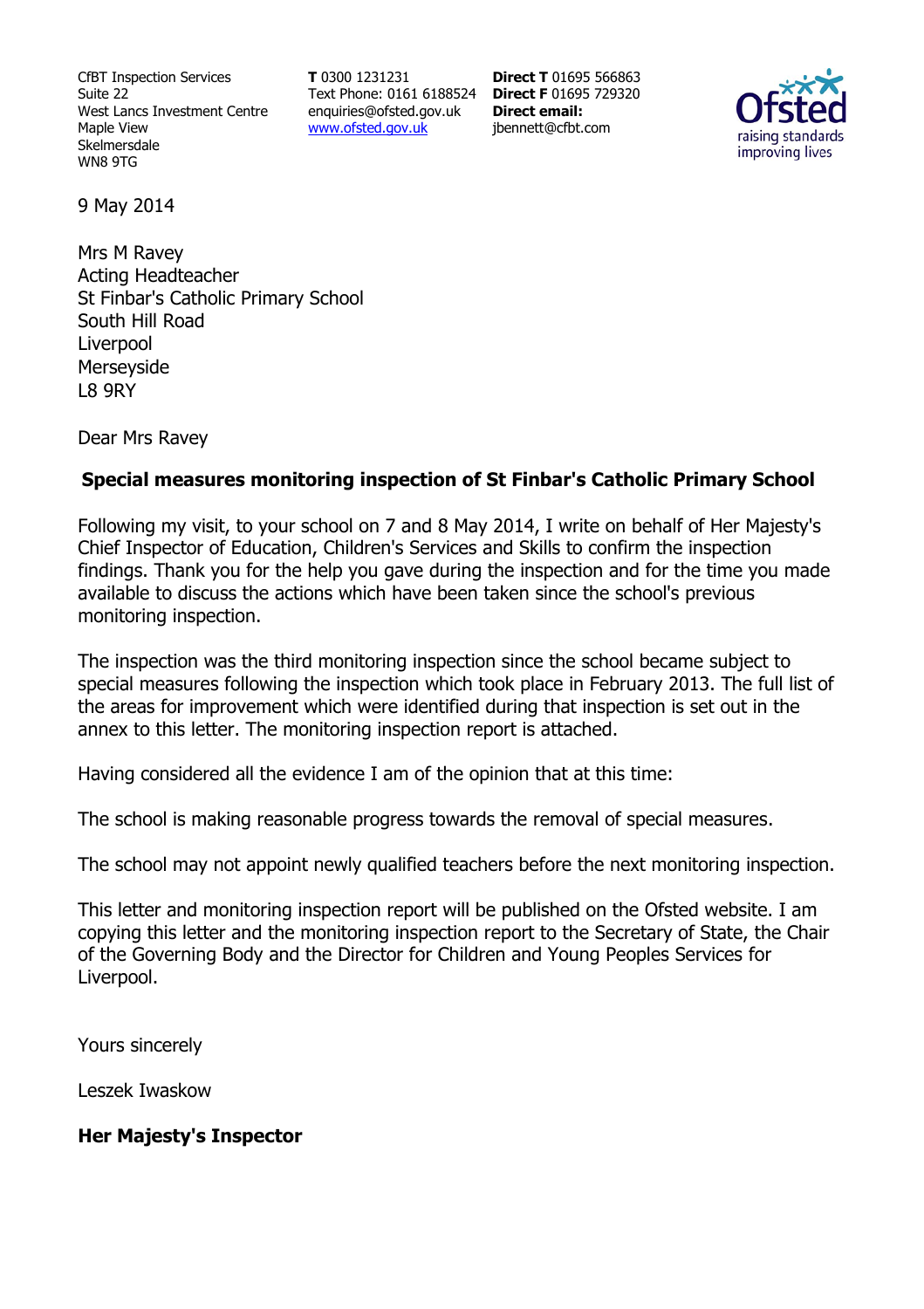CfBT Inspection Services
Suite 22
West Lancs Investment Centre
Maple View
Skelmersdale
WN8 9TG

**T** 0300 1231231
Text Phone: 0161 6188524
enquiries@ofsted.gov.uk
www.ofsted.gov.uk

**Direct T** 01695 566863
**Direct F** 01695 729320
**Direct email:**
jbennett@cfbt.com

Ofsted
raising standards
improving lives

9 May 2014

Mrs M Ravey
Acting Headteacher
St Finbar's Catholic Primary School
South Hill Road
Liverpool
Merseyside
L8 9RY

Dear Mrs Ravey

**Special measures monitoring inspection of St Finbar's Catholic Primary School**

Following my visit, to your school on 7 and 8 May 2014, I write on behalf of Her Majesty's Chief Inspector of Education, Children's Services and Skills to confirm the inspection findings. Thank you for the help you gave during the inspection and for the time you made available to discuss the actions which have been taken since the school's previous monitoring inspection.

The inspection was the third monitoring inspection since the school became subject to special measures following the inspection which took place in February 2013. The full list of the areas for improvement which were identified during that inspection is set out in the annex to this letter. The monitoring inspection report is attached.

Having considered all the evidence I am of the opinion that at this time:

The school is making reasonable progress towards the removal of special measures.

The school may not appoint newly qualified teachers before the next monitoring inspection.

This letter and monitoring inspection report will be published on the Ofsted website. I am copying this letter and the monitoring inspection report to the Secretary of State, the Chair of the Governing Body and the Director for Children and Young Peoples Services for Liverpool.

Yours sincerely

Leszek Iwaskow

**Her Majesty's Inspector**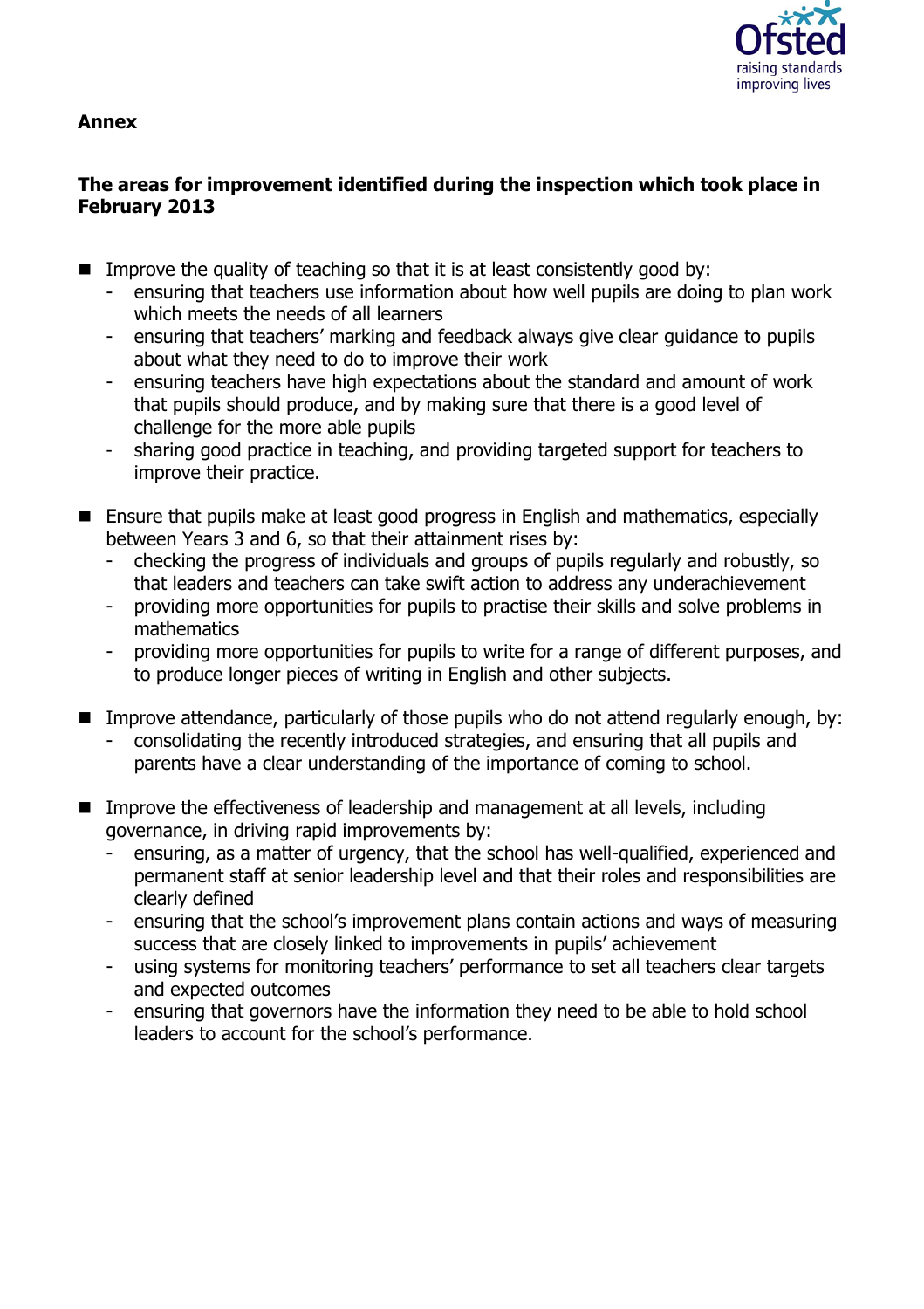**Annex**

**The areas for improvement identified during the inspection which took place in February 2013**

- Improve the quality of teaching so that it is at least consistently good by:
  - ensuring that teachers use information about how well pupils are doing to plan work which meets the needs of all learners
  - ensuring that teachers' marking and feedback always give clear guidance to pupils about what they need to do to improve their work
  - ensuring teachers have high expectations about the standard and amount of work that pupils should produce, and by making sure that there is a good level of challenge for the more able pupils
  - sharing good practice in teaching, and providing targeted support for teachers to improve their practice.

- Ensure that pupils make at least good progress in English and mathematics, especially between Years 3 and 6, so that their attainment rises by:
  - checking the progress of individuals and groups of pupils regularly and robustly, so that leaders and teachers can take swift action to address any underachievement
  - providing more opportunities for pupils to practise their skills and solve problems in mathematics
  - providing more opportunities for pupils to write for a range of different purposes, and to produce longer pieces of writing in English and other subjects.

- Improve attendance, particularly of those pupils who do not attend regularly enough, by:
  - consolidating the recently introduced strategies, and ensuring that all pupils and parents have a clear understanding of the importance of coming to school.

- Improve the effectiveness of leadership and management at all levels, including governance, in driving rapid improvements by:
  - ensuring, as a matter of urgency, that the school has well-qualified, experienced and permanent staff at senior leadership level and that their roles and responsibilities are clearly defined
  - ensuring that the school's improvement plans contain actions and ways of measuring success that are closely linked to improvements in pupils' achievement
  - using systems for monitoring teachers' performance to set all teachers clear targets and expected outcomes
  - ensuring that governors have the information they need to be able to hold school leaders to account for the school's performance.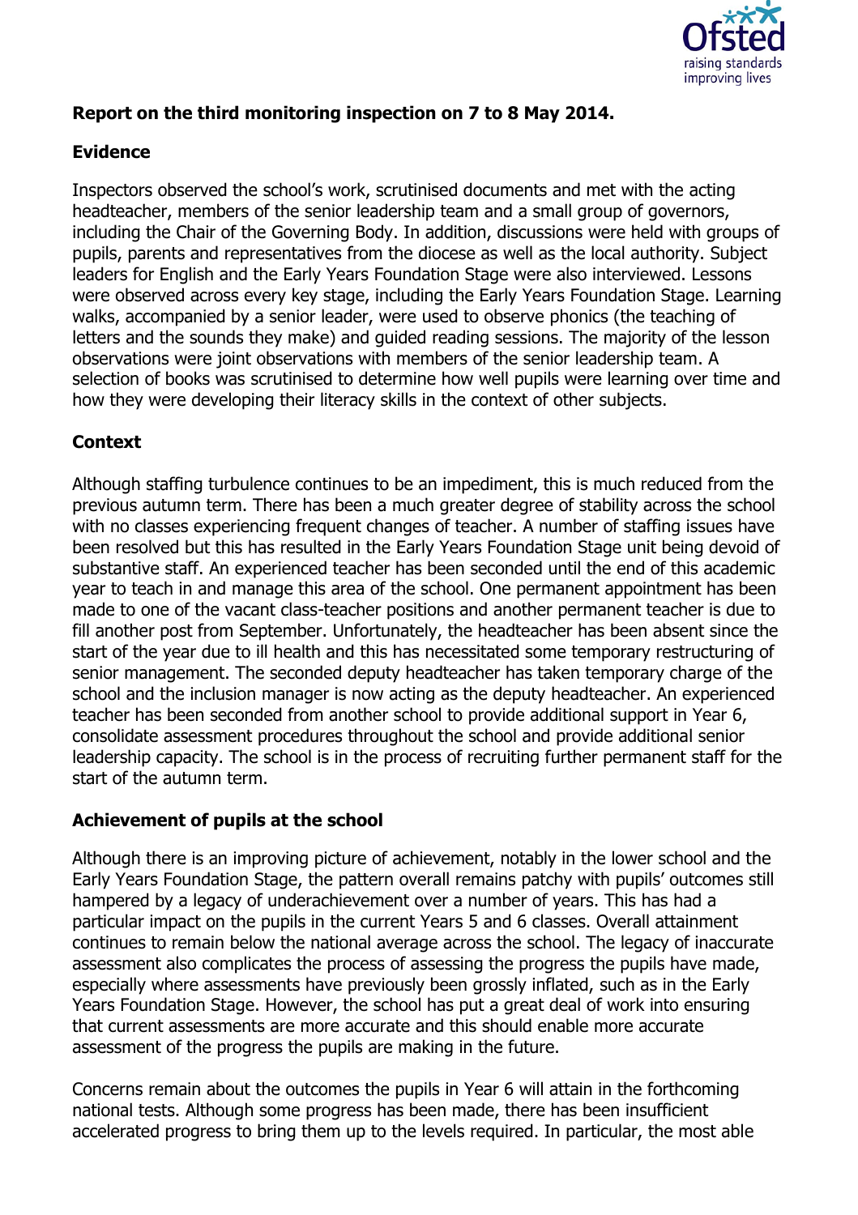**Report on the third monitoring inspection on 7 to 8 May 2014.**

## Evidence

Inspectors observed the school's work, scrutinised documents and met with the acting headteacher, members of the senior leadership team and a small group of governors, including the Chair of the Governing Body. In addition, discussions were held with groups of pupils, parents and representatives from the diocese as well as the local authority. Subject leaders for English and the Early Years Foundation Stage were also interviewed. Lessons were observed across every key stage, including the Early Years Foundation Stage. Learning walks, accompanied by a senior leader, were used to observe phonics (the teaching of letters and the sounds they make) and guided reading sessions. The majority of the lesson observations were joint observations with members of the senior leadership team. A selection of books was scrutinised to determine how well pupils were learning over time and how they were developing their literacy skills in the context of other subjects.

## Context

Although staffing turbulence continues to be an impediment, this is much reduced from the previous autumn term. There has been a much greater degree of stability across the school with no classes experiencing frequent changes of teacher. A number of staffing issues have been resolved but this has resulted in the Early Years Foundation Stage unit being devoid of substantive staff. An experienced teacher has been seconded until the end of this academic year to teach in and manage this area of the school. One permanent appointment has been made to one of the vacant class-teacher positions and another permanent teacher is due to fill another post from September. Unfortunately, the headteacher has been absent since the start of the year due to ill health and this has necessitated some temporary restructuring of senior management. The seconded deputy headteacher has taken temporary charge of the school and the inclusion manager is now acting as the deputy headteacher. An experienced teacher has been seconded from another school to provide additional support in Year 6, consolidate assessment procedures throughout the school and provide additional senior leadership capacity. The school is in the process of recruiting further permanent staff for the start of the autumn term.

## Achievement of pupils at the school

Although there is an improving picture of achievement, notably in the lower school and the Early Years Foundation Stage, the pattern overall remains patchy with pupils' outcomes still hampered by a legacy of underachievement over a number of years. This has had a particular impact on the pupils in the current Years 5 and 6 classes. Overall attainment continues to remain below the national average across the school. The legacy of inaccurate assessment also complicates the process of assessing the progress the pupils have made, especially where assessments have previously been grossly inflated, such as in the Early Years Foundation Stage. However, the school has put a great deal of work into ensuring that current assessments are more accurate and this should enable more accurate assessment of the progress the pupils are making in the future.

Concerns remain about the outcomes the pupils in Year 6 will attain in the forthcoming national tests. Although some progress has been made, there has been insufficient accelerated progress to bring them up to the levels required. In particular, the most able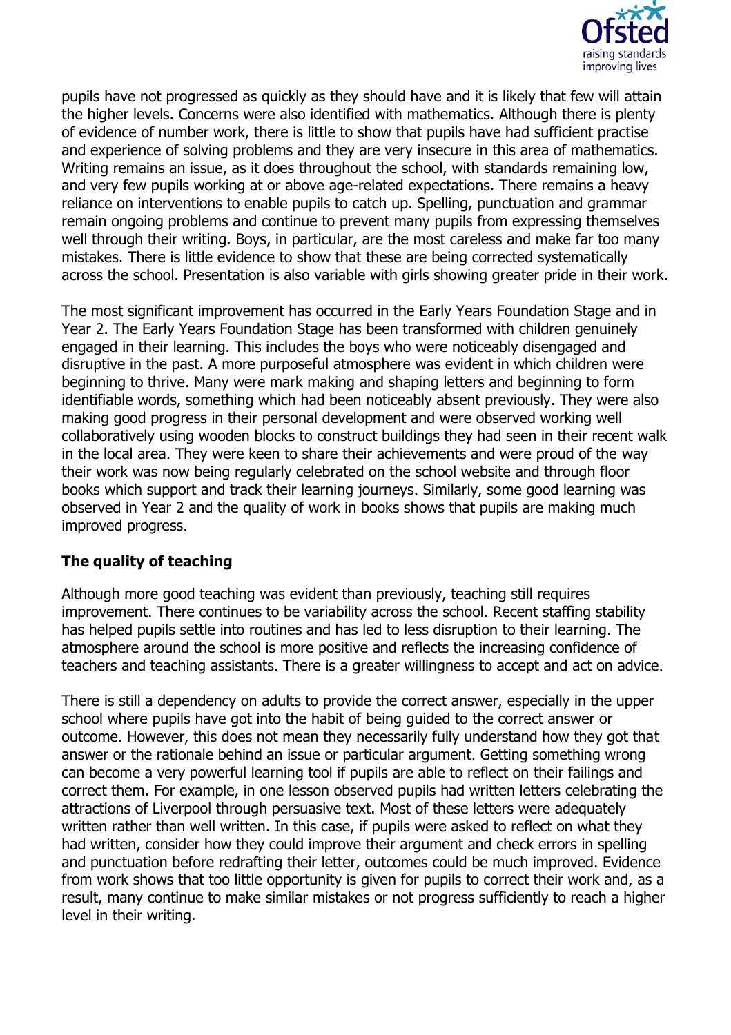pupils have not progressed as quickly as they should have and it is likely that few will attain the higher levels. Concerns were also identified with mathematics. Although there is plenty of evidence of number work, there is little to show that pupils have had sufficient practise and experience of solving problems and they are very insecure in this area of mathematics. Writing remains an issue, as it does throughout the school, with standards remaining low, and very few pupils working at or above age-related expectations. There remains a heavy reliance on interventions to enable pupils to catch up. Spelling, punctuation and grammar remain ongoing problems and continue to prevent many pupils from expressing themselves well through their writing. Boys, in particular, are the most careless and make far too many mistakes. There is little evidence to show that these are being corrected systematically across the school. Presentation is also variable with girls showing greater pride in their work.

The most significant improvement has occurred in the Early Years Foundation Stage and in Year 2. The Early Years Foundation Stage has been transformed with children genuinely engaged in their learning. This includes the boys who were noticeably disengaged and disruptive in the past. A more purposeful atmosphere was evident in which children were beginning to thrive. Many were mark making and shaping letters and beginning to form identifiable words, something which had been noticeably absent previously. They were also making good progress in their personal development and were observed working well collaboratively using wooden blocks to construct buildings they had seen in their recent walk in the local area. They were keen to share their achievements and were proud of the way their work was now being regularly celebrated on the school website and through floor books which support and track their learning journeys. Similarly, some good learning was observed in Year 2 and the quality of work in books shows that pupils are making much improved progress.

**The quality of teaching**

Although more good teaching was evident than previously, teaching still requires improvement. There continues to be variability across the school. Recent staffing stability has helped pupils settle into routines and has led to less disruption to their learning. The atmosphere around the school is more positive and reflects the increasing confidence of teachers and teaching assistants. There is a greater willingness to accept and act on advice.

There is still a dependency on adults to provide the correct answer, especially in the upper school where pupils have got into the habit of being guided to the correct answer or outcome. However, this does not mean they necessarily fully understand how they got that answer or the rationale behind an issue or particular argument. Getting something wrong can become a very powerful learning tool if pupils are able to reflect on their failings and correct them. For example, in one lesson observed pupils had written letters celebrating the attractions of Liverpool through persuasive text. Most of these letters were adequately written rather than well written. In this case, if pupils were asked to reflect on what they had written, consider how they could improve their argument and check errors in spelling and punctuation before redrafting their letter, outcomes could be much improved. Evidence from work shows that too little opportunity is given for pupils to correct their work and, as a result, many continue to make similar mistakes or not progress sufficiently to reach a higher level in their writing.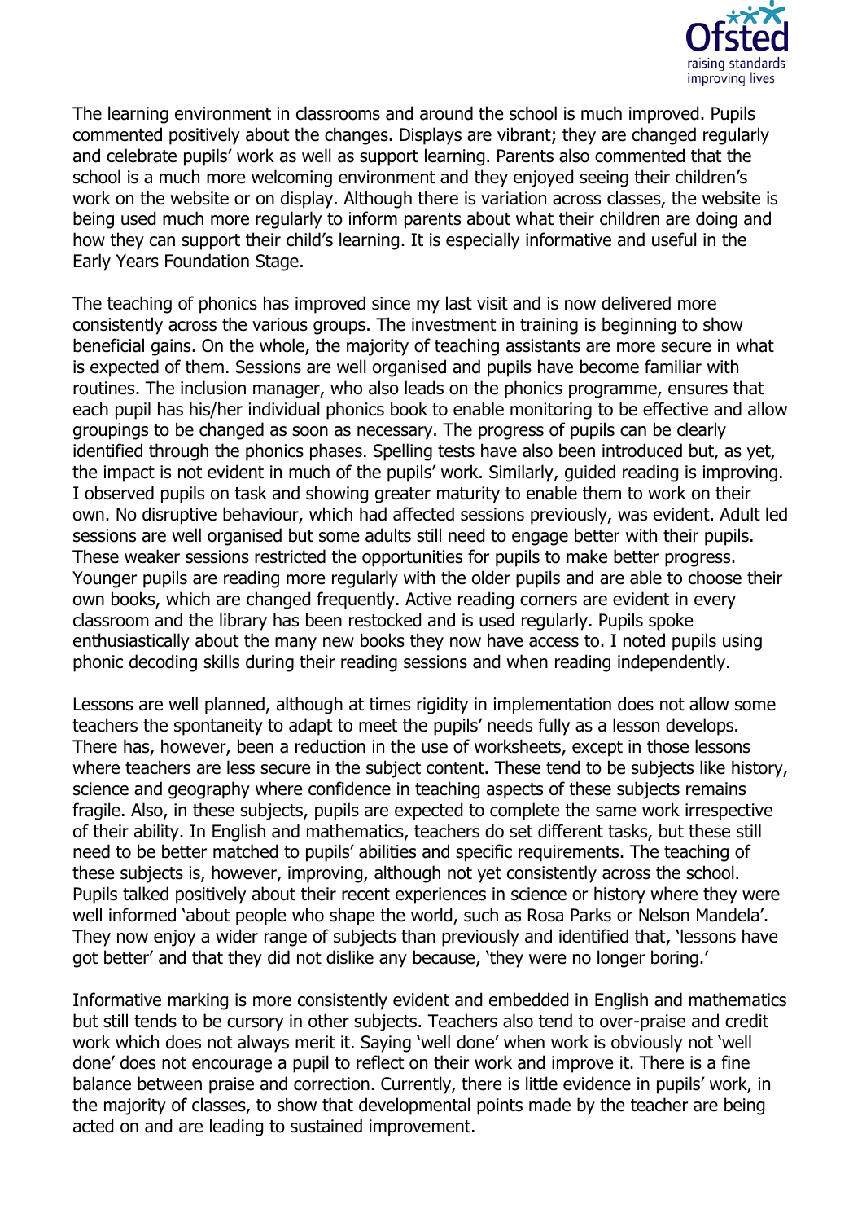The learning environment in classrooms and around the school is much improved. Pupils commented positively about the changes. Displays are vibrant; they are changed regularly and celebrate pupils' work as well as support learning. Parents also commented that the school is a much more welcoming environment and they enjoyed seeing their children's work on the website or on display. Although there is variation across classes, the website is being used much more regularly to inform parents about what their children are doing and how they can support their child's learning. It is especially informative and useful in the Early Years Foundation Stage.

The teaching of phonics has improved since my last visit and is now delivered more consistently across the various groups. The investment in training is beginning to show beneficial gains. On the whole, the majority of teaching assistants are more secure in what is expected of them. Sessions are well organised and pupils have become familiar with routines. The inclusion manager, who also leads on the phonics programme, ensures that each pupil has his/her individual phonics book to enable monitoring to be effective and allow groupings to be changed as soon as necessary. The progress of pupils can be clearly identified through the phonics phases. Spelling tests have also been introduced but, as yet, the impact is not evident in much of the pupils' work. Similarly, guided reading is improving. I observed pupils on task and showing greater maturity to enable them to work on their own. No disruptive behaviour, which had affected sessions previously, was evident. Adult led sessions are well organised but some adults still need to engage better with their pupils. These weaker sessions restricted the opportunities for pupils to make better progress. Younger pupils are reading more regularly with the older pupils and are able to choose their own books, which are changed frequently. Active reading corners are evident in every classroom and the library has been restocked and is used regularly. Pupils spoke enthusiastically about the many new books they now have access to. I noted pupils using phonic decoding skills during their reading sessions and when reading independently.

Lessons are well planned, although at times rigidity in implementation does not allow some teachers the spontaneity to adapt to meet the pupils' needs fully as a lesson develops. There has, however, been a reduction in the use of worksheets, except in those lessons where teachers are less secure in the subject content. These tend to be subjects like history, science and geography where confidence in teaching aspects of these subjects remains fragile. Also, in these subjects, pupils are expected to complete the same work irrespective of their ability. In English and mathematics, teachers do set different tasks, but these still need to be better matched to pupils' abilities and specific requirements. The teaching of these subjects is, however, improving, although not yet consistently across the school. Pupils talked positively about their recent experiences in science or history where they were well informed 'about people who shape the world, such as Rosa Parks or Nelson Mandela'. They now enjoy a wider range of subjects than previously and identified that, 'lessons have got better' and that they did not dislike any because, 'they were no longer boring.'

Informative marking is more consistently evident and embedded in English and mathematics but still tends to be cursory in other subjects. Teachers also tend to over-praise and credit work which does not always merit it. Saying 'well done' when work is obviously not 'well done' does not encourage a pupil to reflect on their work and improve it. There is a fine balance between praise and correction. Currently, there is little evidence in pupils' work, in the majority of classes, to show that developmental points made by the teacher are being acted on and are leading to sustained improvement.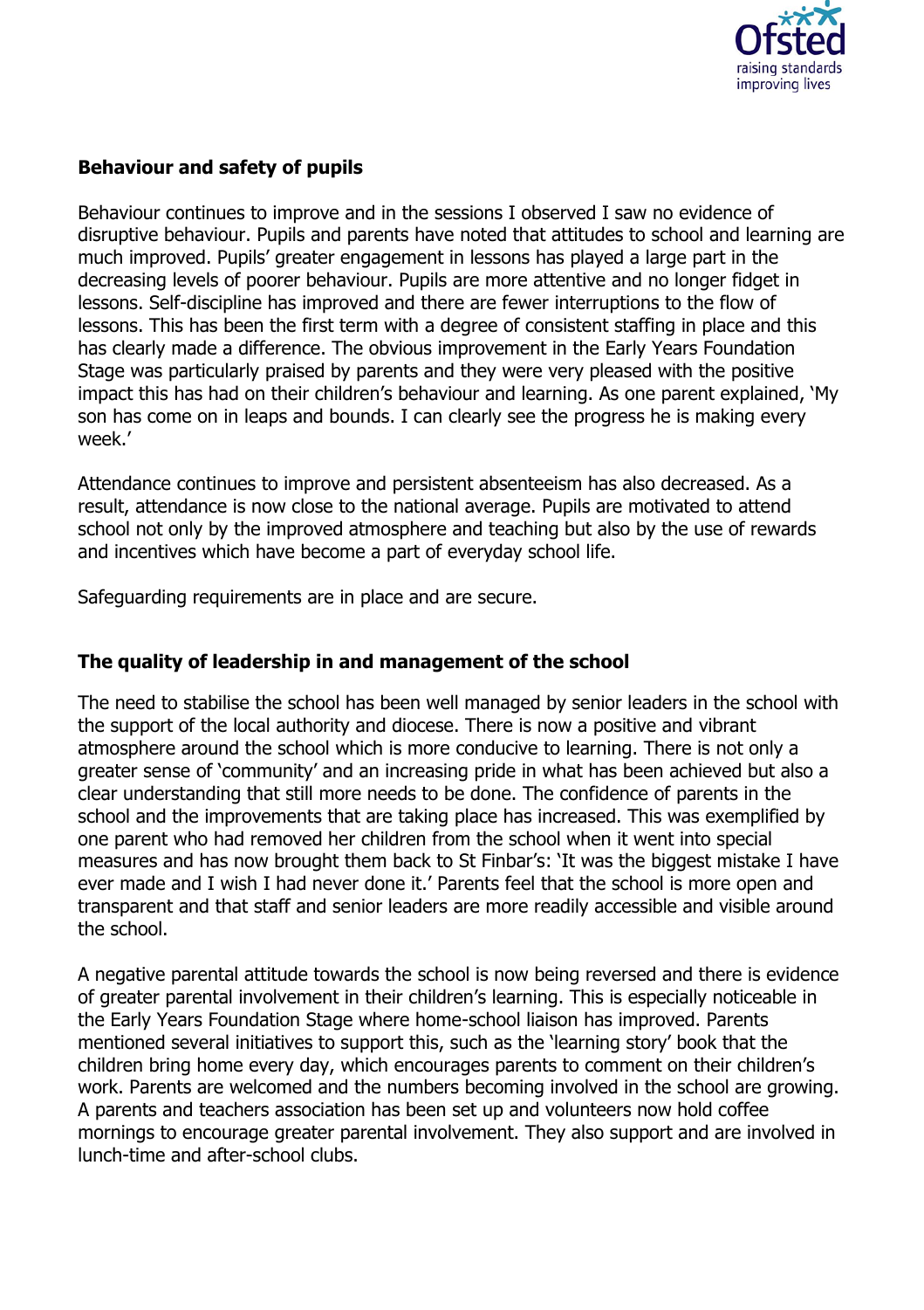### Behaviour and safety of pupils

Behaviour continues to improve and in the sessions I observed I saw no evidence of disruptive behaviour. Pupils and parents have noted that attitudes to school and learning are much improved. Pupils' greater engagement in lessons has played a large part in the decreasing levels of poorer behaviour. Pupils are more attentive and no longer fidget in lessons. Self-discipline has improved and there are fewer interruptions to the flow of lessons. This has been the first term with a degree of consistent staffing in place and this has clearly made a difference. The obvious improvement in the Early Years Foundation Stage was particularly praised by parents and they were very pleased with the positive impact this has had on their children's behaviour and learning. As one parent explained, 'My son has come on in leaps and bounds. I can clearly see the progress he is making every week.'

Attendance continues to improve and persistent absenteeism has also decreased. As a result, attendance is now close to the national average. Pupils are motivated to attend school not only by the improved atmosphere and teaching but also by the use of rewards and incentives which have become a part of everyday school life.

Safeguarding requirements are in place and are secure.

### The quality of leadership in and management of the school

The need to stabilise the school has been well managed by senior leaders in the school with the support of the local authority and diocese. There is now a positive and vibrant atmosphere around the school which is more conducive to learning. There is not only a greater sense of 'community' and an increasing pride in what has been achieved but also a clear understanding that still more needs to be done. The confidence of parents in the school and the improvements that are taking place has increased. This was exemplified by one parent who had removed her children from the school when it went into special measures and has now brought them back to St Finbar's: 'It was the biggest mistake I have ever made and I wish I had never done it.' Parents feel that the school is more open and transparent and that staff and senior leaders are more readily accessible and visible around the school.

A negative parental attitude towards the school is now being reversed and there is evidence of greater parental involvement in their children's learning. This is especially noticeable in the Early Years Foundation Stage where home-school liaison has improved. Parents mentioned several initiatives to support this, such as the 'learning story' book that the children bring home every day, which encourages parents to comment on their children's work. Parents are welcomed and the numbers becoming involved in the school are growing. A parents and teachers association has been set up and volunteers now hold coffee mornings to encourage greater parental involvement. They also support and are involved in lunch-time and after-school clubs.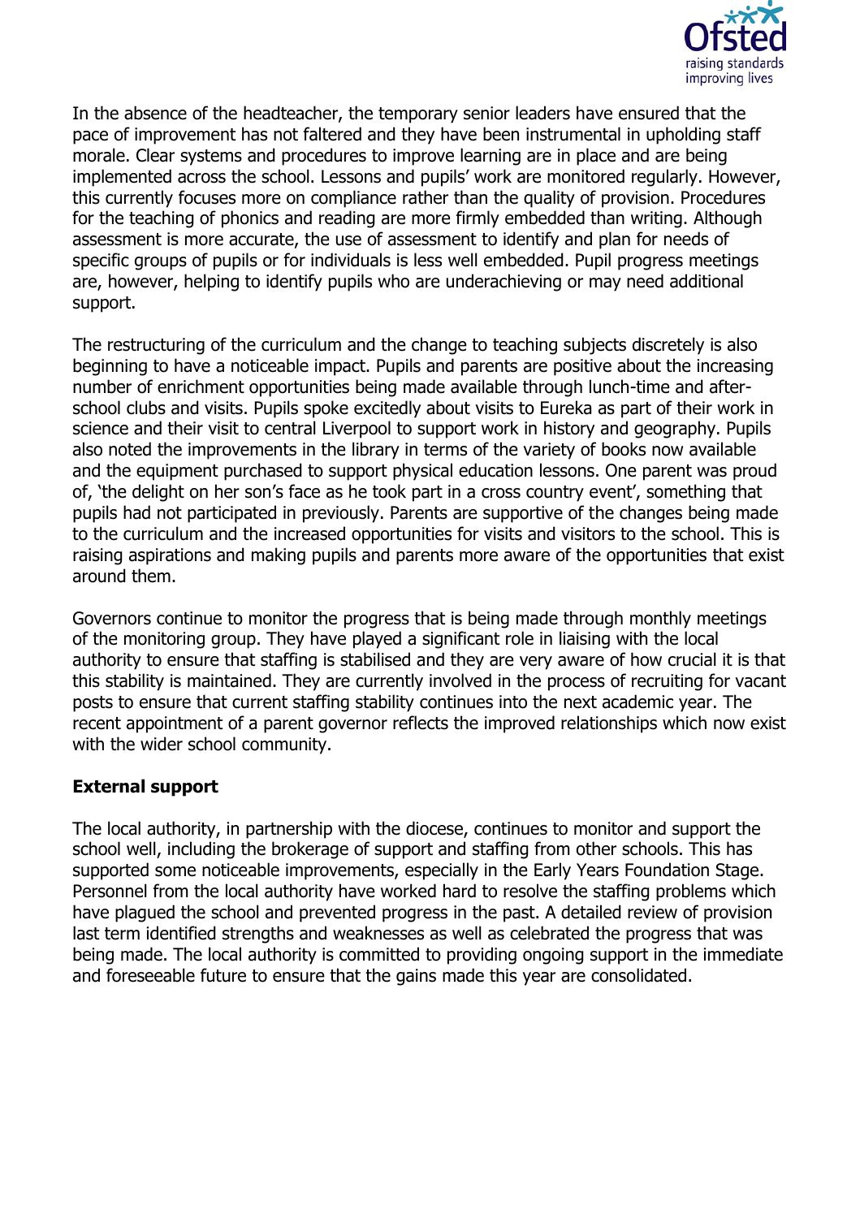In the absence of the headteacher, the temporary senior leaders have ensured that the pace of improvement has not faltered and they have been instrumental in upholding staff morale. Clear systems and procedures to improve learning are in place and are being implemented across the school. Lessons and pupils' work are monitored regularly. However, this currently focuses more on compliance rather than the quality of provision. Procedures for the teaching of phonics and reading are more firmly embedded than writing. Although assessment is more accurate, the use of assessment to identify and plan for needs of specific groups of pupils or for individuals is less well embedded. Pupil progress meetings are, however, helping to identify pupils who are underachieving or may need additional support.

The restructuring of the curriculum and the change to teaching subjects discretely is also beginning to have a noticeable impact. Pupils and parents are positive about the increasing number of enrichment opportunities being made available through lunch-time and after-school clubs and visits. Pupils spoke excitedly about visits to Eureka as part of their work in science and their visit to central Liverpool to support work in history and geography. Pupils also noted the improvements in the library in terms of the variety of books now available and the equipment purchased to support physical education lessons. One parent was proud of, 'the delight on her son's face as he took part in a cross country event', something that pupils had not participated in previously. Parents are supportive of the changes being made to the curriculum and the increased opportunities for visits and visitors to the school. This is raising aspirations and making pupils and parents more aware of the opportunities that exist around them.

Governors continue to monitor the progress that is being made through monthly meetings of the monitoring group. They have played a significant role in liaising with the local authority to ensure that staffing is stabilised and they are very aware of how crucial it is that this stability is maintained. They are currently involved in the process of recruiting for vacant posts to ensure that current staffing stability continues into the next academic year. The recent appointment of a parent governor reflects the improved relationships which now exist with the wider school community.

**External support**

The local authority, in partnership with the diocese, continues to monitor and support the school well, including the brokerage of support and staffing from other schools. This has supported some noticeable improvements, especially in the Early Years Foundation Stage. Personnel from the local authority have worked hard to resolve the staffing problems which have plagued the school and prevented progress in the past. A detailed review of provision last term identified strengths and weaknesses as well as celebrated the progress that was being made. The local authority is committed to providing ongoing support in the immediate and foreseeable future to ensure that the gains made this year are consolidated.